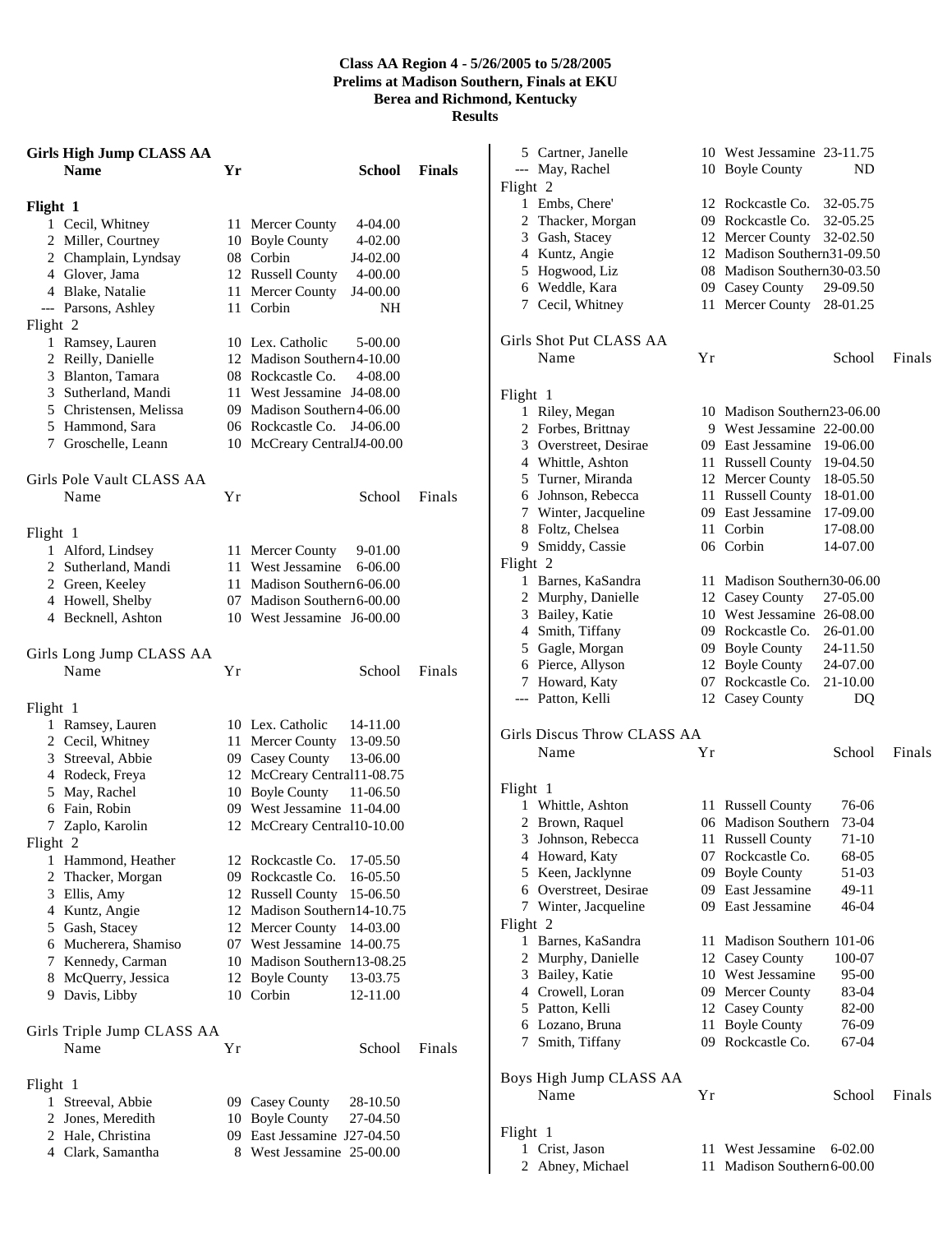**Class AA Region 4 - 5/26/2005 to 5/28/2005**
**Prelims at Madison Southern, Finals at EKU**
**Berea and Richmond, Kentucky**
**Results**

### Girls High Jump CLASS AA

| | Name | Yr | School | Finals |
|---|---|---|---|---|
| **Flight 1** | | | | |
| 1 | Cecil, Whitney | 11 | Mercer County | 4-04.00 |
| 2 | Miller, Courtney | 10 | Boyle County | 4-02.00 |
| 2 | Champlain, Lyndsay | 08 | Corbin | J4-02.00 |
| 4 | Glover, Jama | 12 | Russell County | 4-00.00 |
| 4 | Blake, Natalie | 11 | Mercer County | J4-00.00 |
| --- | Parsons, Ashley | 11 | Corbin | NH |
| **Flight 2** | | | | |
| 1 | Ramsey, Lauren | 10 | Lex. Catholic | 5-00.00 |
| 2 | Reilly, Danielle | 12 | Madison Southern | 4-10.00 |
| 3 | Blanton, Tamara | 08 | Rockcastle Co. | 4-08.00 |
| 3 | Sutherland, Mandi | 11 | West Jessamine | J4-08.00 |
| 5 | Christensen, Melissa | 09 | Madison Southern | 4-06.00 |
| 5 | Hammond, Sara | 06 | Rockcastle Co. | J4-06.00 |
| 7 | Groschelle, Leann | 10 | McCreary Central | J4-00.00 |

### Girls Pole Vault CLASS AA

| | Name | Yr | School | Finals |
|---|---|---|---|---|
| **Flight 1** | | | | |
| 1 | Alford, Lindsey | 11 | Mercer County | 9-01.00 |
| 2 | Sutherland, Mandi | 11 | West Jessamine | 6-06.00 |
| 2 | Green, Keeley | 11 | Madison Southern | 6-06.00 |
| 4 | Howell, Shelby | 07 | Madison Southern | 6-00.00 |
| 4 | Becknell, Ashton | 10 | West Jessamine | J6-00.00 |

### Girls Long Jump CLASS AA

| | Name | Yr | School | Finals |
|---|---|---|---|---|
| **Flight 1** | | | | |
| 1 | Ramsey, Lauren | 10 | Lex. Catholic | 14-11.00 |
| 2 | Cecil, Whitney | 11 | Mercer County | 13-09.50 |
| 3 | Streeval, Abbie | 09 | Casey County | 13-06.00 |
| 4 | Rodeck, Freya | 12 | McCreary Central | 11-08.75 |
| 5 | May, Rachel | 10 | Boyle County | 11-06.50 |
| 6 | Fain, Robin | 09 | West Jessamine | 11-04.00 |
| 7 | Zaplo, Karolin | 12 | McCreary Central | 10-10.00 |
| **Flight 2** | | | | |
| 1 | Hammond, Heather | 12 | Rockcastle Co. | 17-05.50 |
| 2 | Thacker, Morgan | 09 | Rockcastle Co. | 16-05.50 |
| 3 | Ellis, Amy | 12 | Russell County | 15-06.50 |
| 4 | Kuntz, Angie | 12 | Madison Southern | 14-10.75 |
| 5 | Gash, Stacey | 12 | Mercer County | 14-03.00 |
| 6 | Mucherera, Shamiso | 07 | West Jessamine | 14-00.75 |
| 7 | Kennedy, Carman | 10 | Madison Southern | 13-08.25 |
| 8 | McQuerry, Jessica | 12 | Boyle County | 13-03.75 |
| 9 | Davis, Libby | 10 | Corbin | 12-11.00 |

### Girls Triple Jump CLASS AA

| | Name | Yr | School | Finals |
|---|---|---|---|---|
| **Flight 1** | | | | |
| 1 | Streeval, Abbie | 09 | Casey County | 28-10.50 |
| 2 | Jones, Meredith | 10 | Boyle County | 27-04.50 |
| 2 | Hale, Christina | 09 | East Jessamine | J27-04.50 |
| 4 | Clark, Samantha | 8 | West Jessamine | 25-00.00 |
| 5 | Cartner, Janelle | 10 | West Jessamine | 23-11.75 |
| --- | May, Rachel | 10 | Boyle County | ND |
| **Flight 2** | | | | |
| 1 | Embs, Chere' | 12 | Rockcastle Co. | 32-05.75 |
| 2 | Thacker, Morgan | 09 | Rockcastle Co. | 32-05.25 |
| 3 | Gash, Stacey | 12 | Mercer County | 32-02.50 |
| 4 | Kuntz, Angie | 12 | Madison Southern | 31-09.50 |
| 5 | Hogwood, Liz | 08 | Madison Southern | 30-03.50 |
| 6 | Weddle, Kara | 09 | Casey County | 29-09.50 |
| 7 | Cecil, Whitney | 11 | Mercer County | 28-01.25 |

### Girls Shot Put CLASS AA

| | Name | Yr | School | Finals |
|---|---|---|---|---|
| **Flight 1** | | | | |
| 1 | Riley, Megan | 10 | Madison Southern | 23-06.00 |
| 2 | Forbes, Brittnay | 9 | West Jessamine | 22-00.00 |
| 3 | Overstreet, Desirae | 09 | East Jessamine | 19-06.00 |
| 4 | Whittle, Ashton | 11 | Russell County | 19-04.50 |
| 5 | Turner, Miranda | 12 | Mercer County | 18-05.50 |
| 6 | Johnson, Rebecca | 11 | Russell County | 18-01.00 |
| 7 | Winter, Jacqueline | 09 | East Jessamine | 17-09.00 |
| 8 | Foltz, Chelsea | 11 | Corbin | 17-08.00 |
| 9 | Smiddy, Cassie | 06 | Corbin | 14-07.00 |
| **Flight 2** | | | | |
| 1 | Barnes, KaSandra | 11 | Madison Southern | 30-06.00 |
| 2 | Murphy, Danielle | 12 | Casey County | 27-05.00 |
| 3 | Bailey, Katie | 10 | West Jessamine | 26-08.00 |
| 4 | Smith, Tiffany | 09 | Rockcastle Co. | 26-01.00 |
| 5 | Gagle, Morgan | 09 | Boyle County | 24-11.50 |
| 6 | Pierce, Allyson | 12 | Boyle County | 24-07.00 |
| 7 | Howard, Katy | 07 | Rockcastle Co. | 21-10.00 |
| --- | Patton, Kelli | 12 | Casey County | DQ |

### Girls Discus Throw CLASS AA

| | Name | Yr | School | Finals |
|---|---|---|---|---|
| **Flight 1** | | | | |
| 1 | Whittle, Ashton | 11 | Russell County | 76-06 |
| 2 | Brown, Raquel | 06 | Madison Southern | 73-04 |
| 3 | Johnson, Rebecca | 11 | Russell County | 71-10 |
| 4 | Howard, Katy | 07 | Rockcastle Co. | 68-05 |
| 5 | Keen, Jacklynne | 09 | Boyle County | 51-03 |
| 6 | Overstreet, Desirae | 09 | East Jessamine | 49-11 |
| 7 | Winter, Jacqueline | 09 | East Jessamine | 46-04 |
| **Flight 2** | | | | |
| 1 | Barnes, KaSandra | 11 | Madison Southern | 101-06 |
| 2 | Murphy, Danielle | 12 | Casey County | 100-07 |
| 3 | Bailey, Katie | 10 | West Jessamine | 95-00 |
| 4 | Crowell, Loran | 09 | Mercer County | 83-04 |
| 5 | Patton, Kelli | 12 | Casey County | 82-00 |
| 6 | Lozano, Bruna | 11 | Boyle County | 76-09 |
| 7 | Smith, Tiffany | 09 | Rockcastle Co. | 67-04 |

### Boys High Jump CLASS AA

| | Name | Yr | School | Finals |
|---|---|---|---|---|
| **Flight 1** | | | | |
| 1 | Crist, Jason | 11 | West Jessamine | 6-02.00 |
| 2 | Abney, Michael | 11 | Madison Southern | 6-00.00 |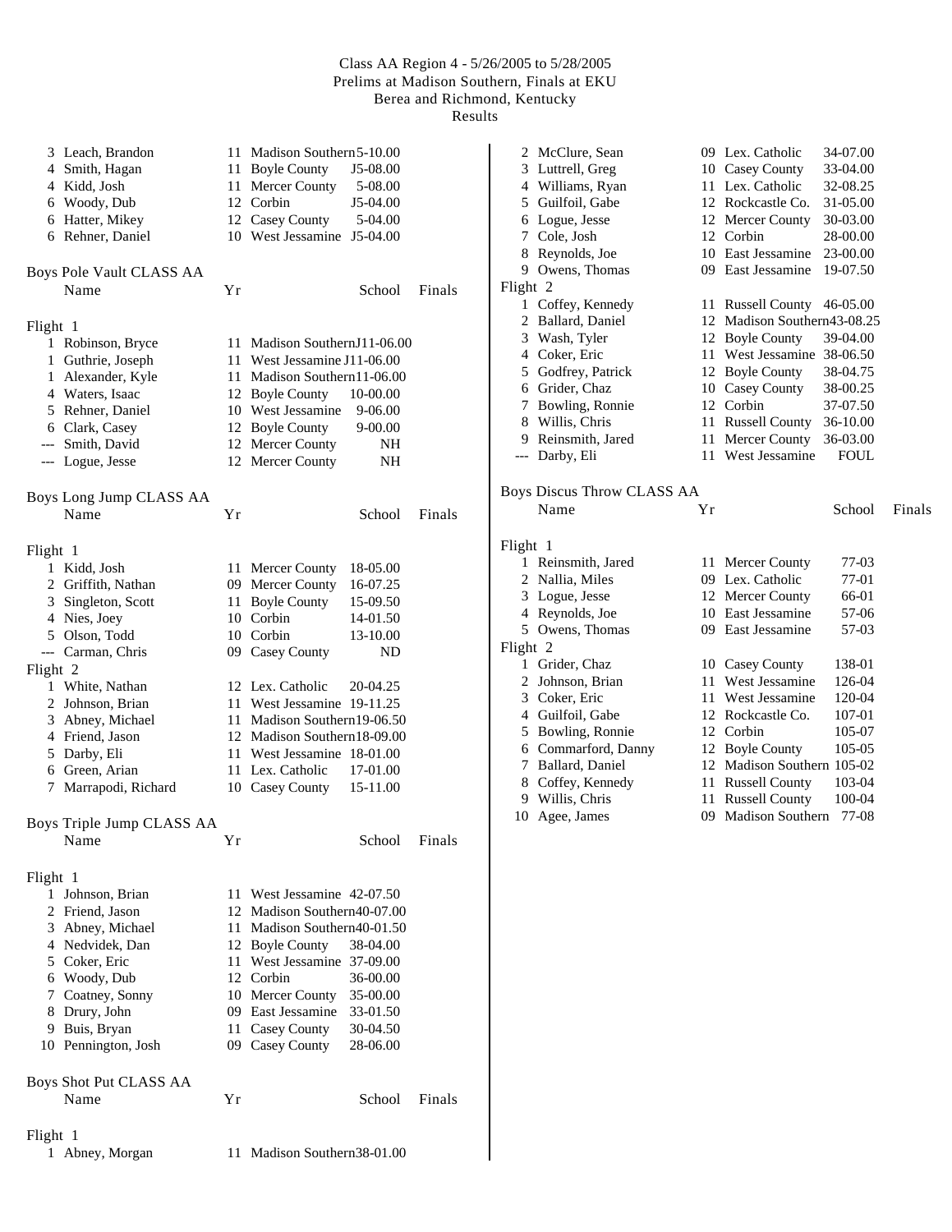Class AA Region 4 - 5/26/2005 to 5/28/2005
Prelims at Madison Southern, Finals at EKU
Berea and Richmond, Kentucky
Results

| | | | | |
|---|---|---|---|---|
| 3 | Leach, Brandon | 11 | Madison Southern | 5-10.00 |
| 4 | Smith, Hagan | 11 | Boyle County | J5-08.00 |
| 4 | Kidd, Josh | 11 | Mercer County | 5-08.00 |
| 6 | Woody, Dub | 12 | Corbin | J5-04.00 |
| 6 | Hatter, Mikey | 12 | Casey County | 5-04.00 |
| 6 | Rehner, Daniel | 10 | West Jessamine | J5-04.00 |

## Boys Pole Vault CLASS AA

| | Name | Yr | School | Finals |
|---|---|---|---|---|
| **Flight 1** | | | | |
| 1 | Robinson, Bryce | 11 | Madison Southern | J11-06.00 |
| 1 | Guthrie, Joseph | 11 | West Jessamine | J11-06.00 |
| 1 | Alexander, Kyle | 11 | Madison Southern | 11-06.00 |
| 4 | Waters, Isaac | 12 | Boyle County | 10-00.00 |
| 5 | Rehner, Daniel | 10 | West Jessamine | 9-06.00 |
| 6 | Clark, Casey | 12 | Boyle County | 9-00.00 |
| --- | Smith, David | 12 | Mercer County | NH |
| --- | Logue, Jesse | 12 | Mercer County | NH |

## Boys Long Jump CLASS AA

| | Name | Yr | School | Finals |
|---|---|---|---|---|
| **Flight 1** | | | | |
| 1 | Kidd, Josh | 11 | Mercer County | 18-05.00 |
| 2 | Griffith, Nathan | 09 | Mercer County | 16-07.25 |
| 3 | Singleton, Scott | 11 | Boyle County | 15-09.50 |
| 4 | Nies, Joey | 10 | Corbin | 14-01.50 |
| 5 | Olson, Todd | 10 | Corbin | 13-10.00 |
| --- | Carman, Chris | 09 | Casey County | ND |
| **Flight 2** | | | | |
| 1 | White, Nathan | 12 | Lex. Catholic | 20-04.25 |
| 2 | Johnson, Brian | 11 | West Jessamine | 19-11.25 |
| 3 | Abney, Michael | 11 | Madison Southern | 19-06.50 |
| 4 | Friend, Jason | 12 | Madison Southern | 18-09.00 |
| 5 | Darby, Eli | 11 | West Jessamine | 18-01.00 |
| 6 | Green, Arian | 11 | Lex. Catholic | 17-01.00 |
| 7 | Marrapodi, Richard | 10 | Casey County | 15-11.00 |

## Boys Triple Jump CLASS AA

| | Name | Yr | School | Finals |
|---|---|---|---|---|
| **Flight 1** | | | | |
| 1 | Johnson, Brian | 11 | West Jessamine | 42-07.50 |
| 2 | Friend, Jason | 12 | Madison Southern | 40-07.00 |
| 3 | Abney, Michael | 11 | Madison Southern | 40-01.50 |
| 4 | Nedvidek, Dan | 12 | Boyle County | 38-04.00 |
| 5 | Coker, Eric | 11 | West Jessamine | 37-09.00 |
| 6 | Woody, Dub | 12 | Corbin | 36-00.00 |
| 7 | Coatney, Sonny | 10 | Mercer County | 35-00.00 |
| 8 | Drury, John | 09 | East Jessamine | 33-01.50 |
| 9 | Buis, Bryan | 11 | Casey County | 30-04.50 |
| 10 | Pennington, Josh | 09 | Casey County | 28-06.00 |

## Boys Shot Put CLASS AA

| | Name | Yr | School | Finals |
|---|---|---|---|---|
| **Flight 1** | | | | |
| 1 | Abney, Morgan | 11 | Madison Southern | 38-01.00 |
| 2 | McClure, Sean | 09 | Lex. Catholic | 34-07.00 |
| 3 | Luttrell, Greg | 10 | Casey County | 33-04.00 |
| 4 | Williams, Ryan | 11 | Lex. Catholic | 32-08.25 |
| 5 | Guilfoil, Gabe | 12 | Rockcastle Co. | 31-05.00 |
| 6 | Logue, Jesse | 12 | Mercer County | 30-03.00 |
| 7 | Cole, Josh | 12 | Corbin | 28-00.00 |
| 8 | Reynolds, Joe | 10 | East Jessamine | 23-00.00 |
| 9 | Owens, Thomas | 09 | East Jessamine | 19-07.50 |
| **Flight 2** | | | | |
| 1 | Coffey, Kennedy | 11 | Russell County | 46-05.00 |
| 2 | Ballard, Daniel | 12 | Madison Southern | 43-08.25 |
| 3 | Wash, Tyler | 12 | Boyle County | 39-04.00 |
| 4 | Coker, Eric | 11 | West Jessamine | 38-06.50 |
| 5 | Godfrey, Patrick | 12 | Boyle County | 38-04.75 |
| 6 | Grider, Chaz | 10 | Casey County | 38-00.25 |
| 7 | Bowling, Ronnie | 12 | Corbin | 37-07.50 |
| 8 | Willis, Chris | 11 | Russell County | 36-10.00 |
| 9 | Reinsmith, Jared | 11 | Mercer County | 36-03.00 |
| --- | Darby, Eli | 11 | West Jessamine | FOUL |

## Boys Discus Throw CLASS AA

| | Name | Yr | School | Finals |
|---|---|---|---|---|
| **Flight 1** | | | | |
| 1 | Reinsmith, Jared | 11 | Mercer County | 77-03 |
| 2 | Nallia, Miles | 09 | Lex. Catholic | 77-01 |
| 3 | Logue, Jesse | 12 | Mercer County | 66-01 |
| 4 | Reynolds, Joe | 10 | East Jessamine | 57-06 |
| 5 | Owens, Thomas | 09 | East Jessamine | 57-03 |
| **Flight 2** | | | | |
| 1 | Grider, Chaz | 10 | Casey County | 138-01 |
| 2 | Johnson, Brian | 11 | West Jessamine | 126-04 |
| 3 | Coker, Eric | 11 | West Jessamine | 120-04 |
| 4 | Guilfoil, Gabe | 12 | Rockcastle Co. | 107-01 |
| 5 | Bowling, Ronnie | 12 | Corbin | 105-07 |
| 6 | Commarford, Danny | 12 | Boyle County | 105-05 |
| 7 | Ballard, Daniel | 12 | Madison Southern | 105-02 |
| 8 | Coffey, Kennedy | 11 | Russell County | 103-04 |
| 9 | Willis, Chris | 11 | Russell County | 100-04 |
| 10 | Agee, James | 09 | Madison Southern | 77-08 |